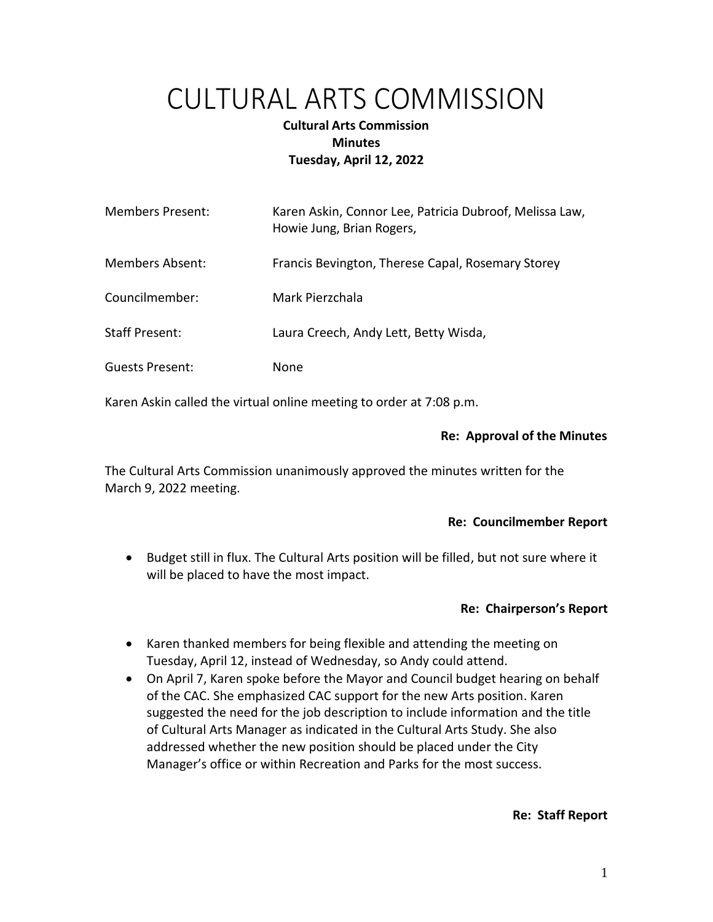# CULTURAL ARTS COMMISSION

**Cultural Arts Commission**
**Minutes**
**Tuesday, April 12, 2022**

| | |
|---|---|
| Members Present: | Karen Askin, Connor Lee, Patricia Dubroof, Melissa Law, Howie Jung, Brian Rogers, |
| Members Absent: | Francis Bevington, Therese Capal, Rosemary Storey |
| Councilmember: | Mark Pierzchala |
| Staff Present: | Laura Creech, Andy Lett, Betty Wisda, |
| Guests Present: | None |

Karen Askin called the virtual online meeting to order at 7:08 p.m.

**Re: Approval of the Minutes**

The Cultural Arts Commission unanimously approved the minutes written for the March 9, 2022 meeting.

**Re: Councilmember Report**

- Budget still in flux. The Cultural Arts position will be filled, but not sure where it will be placed to have the most impact.

**Re: Chairperson's Report**

- Karen thanked members for being flexible and attending the meeting on Tuesday, April 12, instead of Wednesday, so Andy could attend.
- On April 7, Karen spoke before the Mayor and Council budget hearing on behalf of the CAC. She emphasized CAC support for the new Arts position. Karen suggested the need for the job description to include information and the title of Cultural Arts Manager as indicated in the Cultural Arts Study. She also addressed whether the new position should be placed under the City Manager's office or within Recreation and Parks for the most success.

**Re: Staff Report**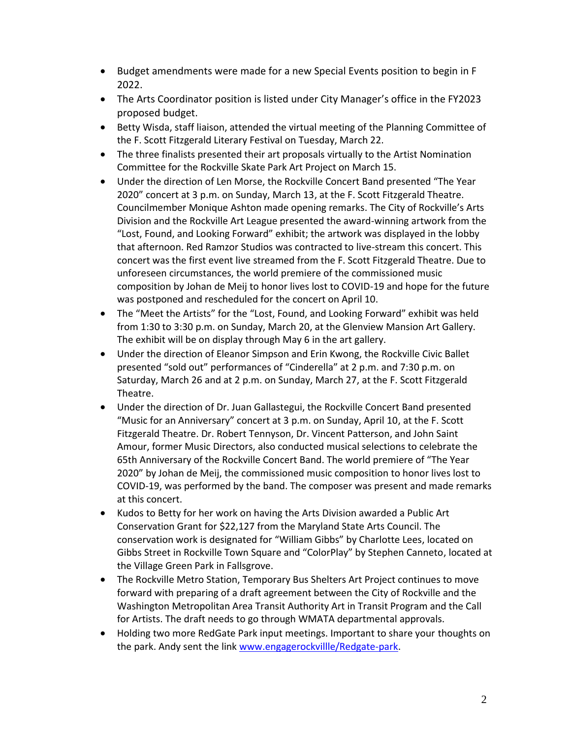- Budget amendments were made for a new Special Events position to begin in F 2022.
- The Arts Coordinator position is listed under City Manager's office in the FY2023 proposed budget.
- Betty Wisda, staff liaison, attended the virtual meeting of the Planning Committee of the F. Scott Fitzgerald Literary Festival on Tuesday, March 22.
- The three finalists presented their art proposals virtually to the Artist Nomination Committee for the Rockville Skate Park Art Project on March 15.
- Under the direction of Len Morse, the Rockville Concert Band presented "The Year 2020" concert at 3 p.m. on Sunday, March 13, at the F. Scott Fitzgerald Theatre. Councilmember Monique Ashton made opening remarks. The City of Rockville's Arts Division and the Rockville Art League presented the award-winning artwork from the "Lost, Found, and Looking Forward" exhibit; the artwork was displayed in the lobby that afternoon. Red Ramzor Studios was contracted to live-stream this concert. This concert was the first event live streamed from the F. Scott Fitzgerald Theatre. Due to unforeseen circumstances, the world premiere of the commissioned music composition by Johan de Meij to honor lives lost to COVID-19 and hope for the future was postponed and rescheduled for the concert on April 10.
- The "Meet the Artists" for the "Lost, Found, and Looking Forward" exhibit was held from 1:30 to 3:30 p.m. on Sunday, March 20, at the Glenview Mansion Art Gallery. The exhibit will be on display through May 6 in the art gallery.
- Under the direction of Eleanor Simpson and Erin Kwong, the Rockville Civic Ballet presented "sold out" performances of "Cinderella" at 2 p.m. and 7:30 p.m. on Saturday, March 26 and at 2 p.m. on Sunday, March 27, at the F. Scott Fitzgerald Theatre.
- Under the direction of Dr. Juan Gallastegui, the Rockville Concert Band presented "Music for an Anniversary" concert at 3 p.m. on Sunday, April 10, at the F. Scott Fitzgerald Theatre. Dr. Robert Tennyson, Dr. Vincent Patterson, and John Saint Amour, former Music Directors, also conducted musical selections to celebrate the 65th Anniversary of the Rockville Concert Band. The world premiere of "The Year 2020" by Johan de Meij, the commissioned music composition to honor lives lost to COVID-19, was performed by the band. The composer was present and made remarks at this concert.
- Kudos to Betty for her work on having the Arts Division awarded a Public Art Conservation Grant for $22,127 from the Maryland State Arts Council. The conservation work is designated for "William Gibbs" by Charlotte Lees, located on Gibbs Street in Rockville Town Square and "ColorPlay" by Stephen Canneto, located at the Village Green Park in Fallsgrove.
- The Rockville Metro Station, Temporary Bus Shelters Art Project continues to move forward with preparing of a draft agreement between the City of Rockville and the Washington Metropolitan Area Transit Authority Art in Transit Program and the Call for Artists. The draft needs to go through WMATA departmental approvals.
- Holding two more RedGate Park input meetings. Important to share your thoughts on the park. Andy sent the link [www.engagerockvillle/Redgate-park](www.engagerockvillle/Redgate-park).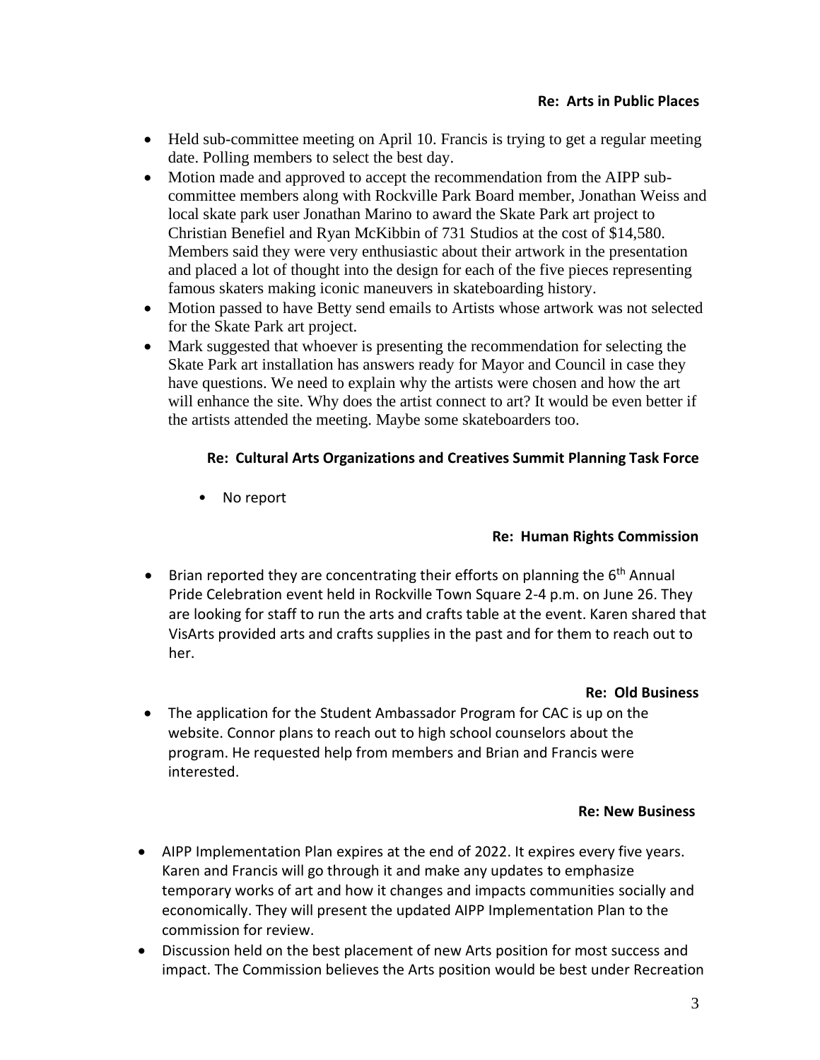**Re: Arts in Public Places**

- Held sub-committee meeting on April 10. Francis is trying to get a regular meeting date. Polling members to select the best day.
- Motion made and approved to accept the recommendation from the AIPP sub-committee members along with Rockville Park Board member, Jonathan Weiss and local skate park user Jonathan Marino to award the Skate Park art project to Christian Benefiel and Ryan McKibbin of 731 Studios at the cost of $14,580. Members said they were very enthusiastic about their artwork in the presentation and placed a lot of thought into the design for each of the five pieces representing famous skaters making iconic maneuvers in skateboarding history.
- Motion passed to have Betty send emails to Artists whose artwork was not selected for the Skate Park art project.
- Mark suggested that whoever is presenting the recommendation for selecting the Skate Park art installation has answers ready for Mayor and Council in case they have questions. We need to explain why the artists were chosen and how the art will enhance the site. Why does the artist connect to art? It would be even better if the artists attended the meeting. Maybe some skateboarders too.

**Re: Cultural Arts Organizations and Creatives Summit Planning Task Force**

- No report

**Re: Human Rights Commission**

- Brian reported they are concentrating their efforts on planning the 6th Annual Pride Celebration event held in Rockville Town Square 2-4 p.m. on June 26. They are looking for staff to run the arts and crafts table at the event. Karen shared that VisArts provided arts and crafts supplies in the past and for them to reach out to her.

**Re: Old Business**

- The application for the Student Ambassador Program for CAC is up on the website. Connor plans to reach out to high school counselors about the program. He requested help from members and Brian and Francis were interested.

**Re: New Business**

- AIPP Implementation Plan expires at the end of 2022. It expires every five years. Karen and Francis will go through it and make any updates to emphasize temporary works of art and how it changes and impacts communities socially and economically. They will present the updated AIPP Implementation Plan to the commission for review.
- Discussion held on the best placement of new Arts position for most success and impact. The Commission believes the Arts position would be best under Recreation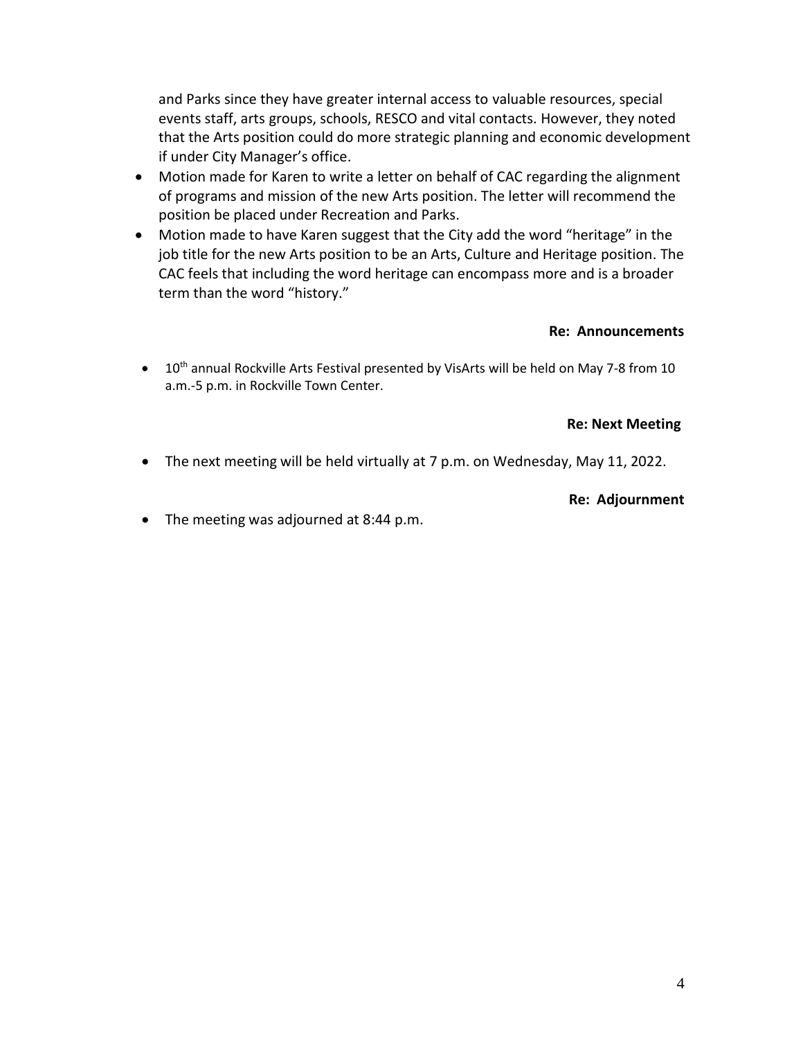and Parks since they have greater internal access to valuable resources, special events staff, arts groups, schools, RESCO and vital contacts. However, they noted that the Arts position could do more strategic planning and economic development if under City Manager's office.

- Motion made for Karen to write a letter on behalf of CAC regarding the alignment of programs and mission of the new Arts position. The letter will recommend the position be placed under Recreation and Parks.
- Motion made to have Karen suggest that the City add the word "heritage" in the job title for the new Arts position to be an Arts, Culture and Heritage position. The CAC feels that including the word heritage can encompass more and is a broader term than the word "history."

**Re: Announcements**

- 10th annual Rockville Arts Festival presented by VisArts will be held on May 7-8 from 10 a.m.-5 p.m. in Rockville Town Center.

**Re: Next Meeting**

- The next meeting will be held virtually at 7 p.m. on Wednesday, May 11, 2022.

**Re: Adjournment**

- The meeting was adjourned at 8:44 p.m.